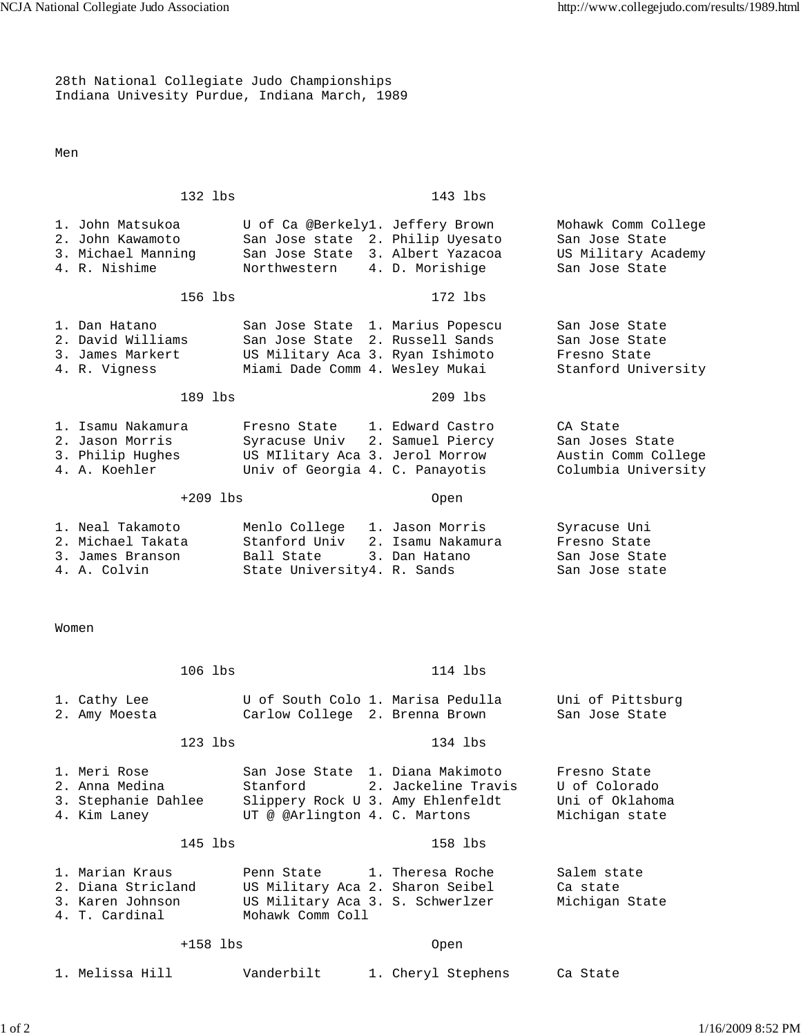28th National Collegiate Judo Championships
Indiana Univesity Purdue, Indiana March, 1989

## Men

| 132 lbs | | 143 lbs | |
|---|---|---|---|
| 1. John Matsukoa | U of Ca @Berkely | 1. Jeffery Brown | Mohawk Comm College |
| 2. John Kawamoto | San Jose state | 2. Philip Uyesato | San Jose State |
| 3. Michael Manning | San Jose State | 3. Albert Yazacoa | US Military Academy |
| 4. R. Nishime | Northwestern | 4. D. Morishige | San Jose State |

| 156 lbs | | 172 lbs | |
|---|---|---|---|
| 1. Dan Hatano | San Jose State | 1. Marius Popescu | San Jose State |
| 2. David Williams | San Jose State | 2. Russell Sands | San Jose State |
| 3. James Markert | US Military Aca | 3. Ryan Ishimoto | Fresno State |
| 4. R. Vigness | Miami Dade Comm | 4. Wesley Mukai | Stanford University |

| 189 lbs | | 209 lbs | |
|---|---|---|---|
| 1. Isamu Nakamura | Fresno State | 1. Edward Castro | CA State |
| 2. Jason Morris | Syracuse Univ | 2. Samuel Piercy | San Joses State |
| 3. Philip Hughes | US MIlitary Aca | 3. Jerol Morrow | Austin Comm College |
| 4. A. Koehler | Univ of Georgia | 4. C. Panayotis | Columbia University |

| +209 lbs | | Open | |
|---|---|---|---|
| 1. Neal Takamoto | Menlo College | 1. Jason Morris | Syracuse Uni |
| 2. Michael Takata | Stanford Univ | 2. Isamu Nakamura | Fresno State |
| 3. James Branson | Ball State | 3. Dan Hatano | San Jose State |
| 4. A. Colvin | State University | 4. R. Sands | San Jose state |

## Women

| 106 lbs | | 114 lbs | |
|---|---|---|---|
| 1. Cathy Lee | U of South Colo | 1. Marisa Pedulla | Uni of Pittsburg |
| 2. Amy Moesta | Carlow College | 2. Brenna Brown | San Jose State |

| 123 lbs | | 134 lbs | |
|---|---|---|---|
| 1. Meri Rose | San Jose State | 1. Diana Makimoto | Fresno State |
| 2. Anna Medina | Stanford | 2. Jackeline Travis | U of Colorado |
| 3. Stephanie Dahlee | Slippery Rock U | 3. Amy Ehlenfeldt | Uni of Oklahoma |
| 4. Kim Laney | UT @ @Arlington | 4. C. Martons | Michigan state |

| 145 lbs | | 158 lbs | |
|---|---|---|---|
| 1. Marian Kraus | Penn State | 1. Theresa Roche | Salem state |
| 2. Diana Stricland | US Military Aca | 2. Sharon Seibel | Ca state |
| 3. Karen Johnson | US Military Aca | 3. S. Schwerlzer | Michigan State |
| 4. T. Cardinal | Mohawk Comm Coll | | |

| +158 lbs | | Open | |
|---|---|---|---|
| 1. Melissa Hill | Vanderbilt | 1. Cheryl Stephens | Ca State |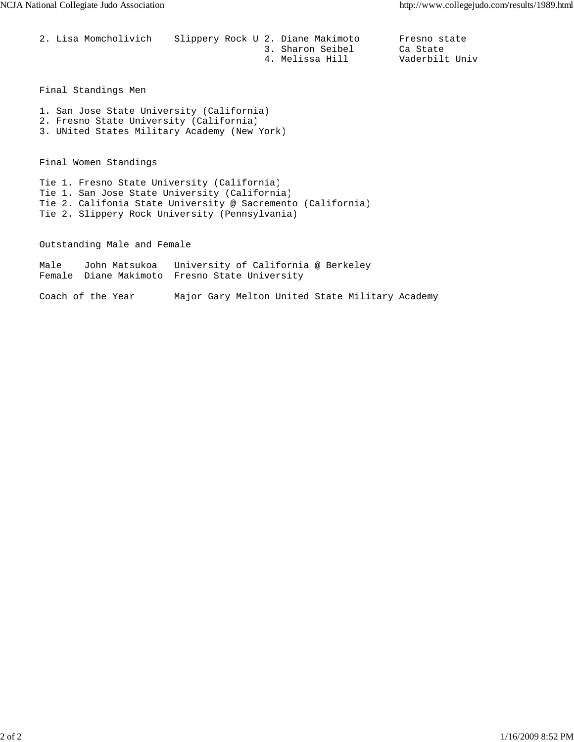| | | | |
|---|---|---|---|
| 2. Lisa Momcholivich | Slippery Rock U | 2. Diane Makimoto | Fresno state |
| | | 3. Sharon Seibel | Ca State |
| | | 4. Melissa Hill | Vaderbilt Univ |

Final Standings Men

1. San Jose State University (California)
2. Fresno State University (California)
3. UNited States Military Academy (New York)

Final Women Standings

Tie 1. Fresno State University (California)
Tie 1. San Jose State University (California)
Tie 2. Califonia State University @ Sacremento (California)
Tie 2. Slippery Rock University (Pennsylvania)

Outstanding Male and Female

| | | |
|---|---|---|
| Male | John Matsukoa | University of California @ Berkeley |
| Female | Diane Makimoto | Fresno State University |

Coach of the Year    Major Gary Melton United State Military Academy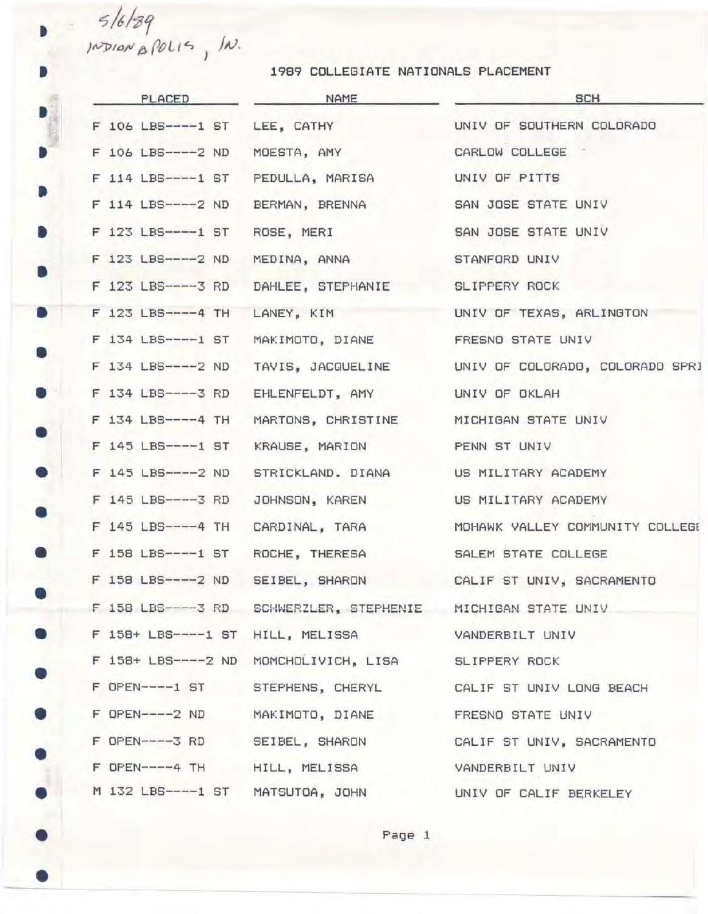5/6/89
INDIANAPOLIS, IN.

# 1989 COLLEGIATE NATIONALS PLACEMENT

| PLACED | NAME | SCH |
|---|---|---|
| F 106 LBS----1 ST | LEE, CATHY | UNIV OF SOUTHERN COLORADO |
| F 106 LBS----2 ND | MOESTA, AMY | CARLOW COLLEGE |
| F 114 LBS----1 ST | PEDULLA, MARISA | UNIV OF PITTS |
| F 114 LBS----2 ND | BERMAN, BRENNA | SAN JOSE STATE UNIV |
| F 123 LBS----1 ST | ROSE, MERI | SAN JOSE STATE UNIV |
| F 123 LBS----2 ND | MEDINA, ANNA | STANFORD UNIV |
| F 123 LBS----3 RD | DAHLEE, STEPHANIE | SLIPPERY ROCK |
| F 123 LBS----4 TH | LANEY, KIM | UNIV OF TEXAS, ARLINGTON |
| F 134 LBS----1 ST | MAKIMOTO, DIANE | FRESNO STATE UNIV |
| F 134 LBS----2 ND | TAVIS, JACQUELINE | UNIV OF COLORADO, COLORADO SPRI |
| F 134 LBS----3 RD | EHLENFELDT, AMY | UNIV OF OKLAH |
| F 134 LBS----4 TH | MARTONS, CHRISTINE | MICHIGAN STATE UNIV |
| F 145 LBS----1 ST | KRAUSE, MARION | PENN ST UNIV |
| F 145 LBS----2 ND | STRICKLAND. DIANA | US MILITARY ACADEMY |
| F 145 LBS----3 RD | JOHNSON, KAREN | US MILITARY ACADEMY |
| F 145 LBS----4 TH | CARDINAL, TARA | MOHAWK VALLEY COMMUNITY COLLEGE |
| F 158 LBS----1 ST | ROCHE, THERESA | SALEM STATE COLLEGE |
| F 158 LBS----2 ND | SEIBEL, SHARON | CALIF ST UNIV, SACRAMENTO |
| F 158 LBS----3 RD | SCHWERZLER, STEPHENIE | MICHIGAN STATE UNIV |
| F 158+ LBS----1 ST | HILL, MELISSA | VANDERBILT UNIV |
| F 158+ LBS----2 ND | MOMCHOLIVICH, LISA | SLIPPERY ROCK |
| F OPEN----1 ST | STEPHENS, CHERYL | CALIF ST UNIV LONG BEACH |
| F OPEN----2 ND | MAKIMOTO, DIANE | FRESNO STATE UNIV |
| F OPEN----3 RD | SEIBEL, SHARON | CALIF ST UNIV, SACRAMENTO |
| F OPEN----4 TH | HILL, MELISSA | VANDERBILT UNIV |
| M 132 LBS----1 ST | MATSUTOA, JOHN | UNIV OF CALIF BERKELEY |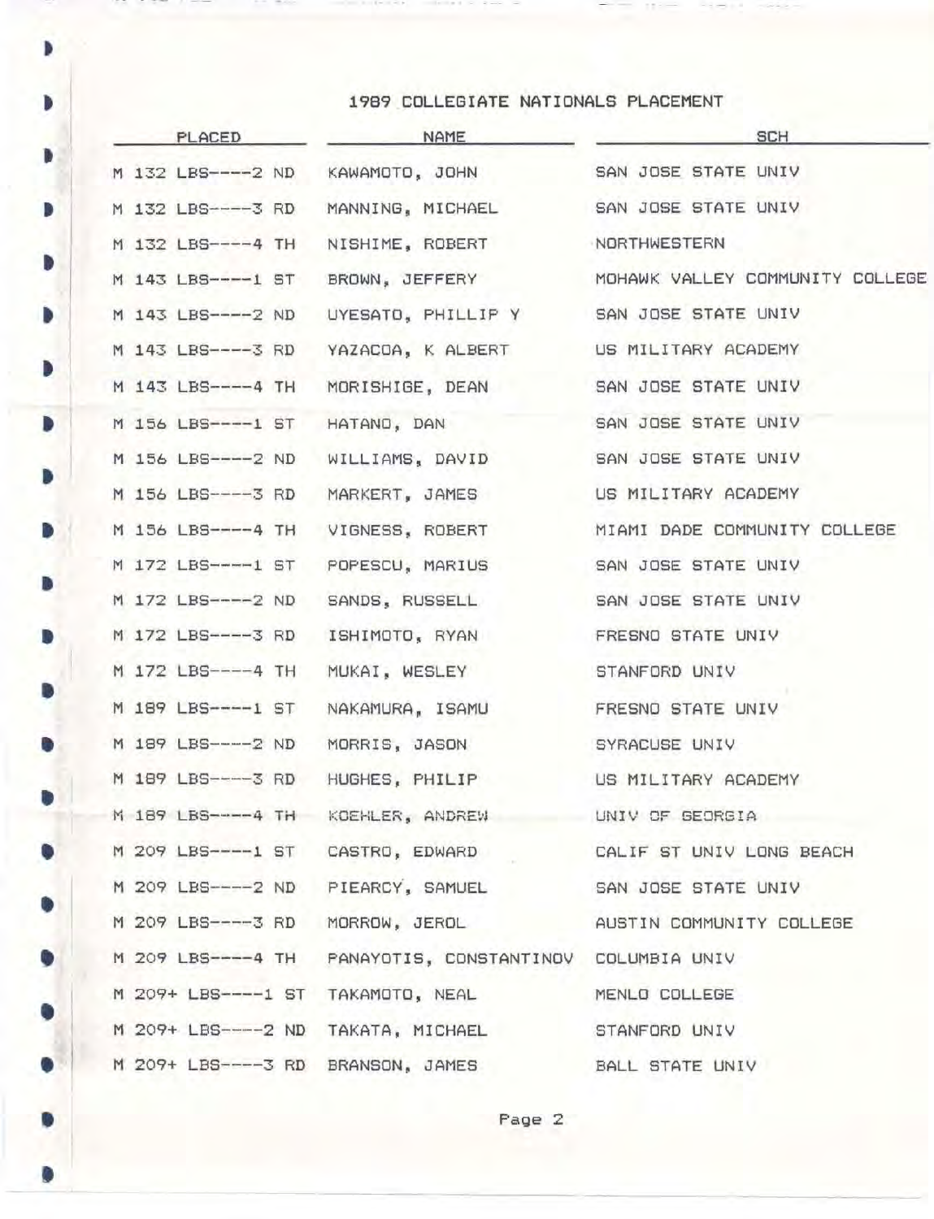## 1989 COLLEGIATE NATIONALS PLACEMENT

| PLACED | NAME | SCH |
|---|---|---|
| M 132 LBS----2 ND | KAWAMOTO, JOHN | SAN JOSE STATE UNIV |
| M 132 LBS----3 RD | MANNING, MICHAEL | SAN JOSE STATE UNIV |
| M 132 LBS----4 TH | NISHIME, ROBERT | NORTHWESTERN |
| M 143 LBS----1 ST | BROWN, JEFFERY | MOHAWK VALLEY COMMUNITY COLLEGE |
| M 143 LBS----2 ND | UYESATO, PHILLIP Y | SAN JOSE STATE UNIV |
| M 143 LBS----3 RD | YAZACOA, K ALBERT | US MILITARY ACADEMY |
| M 143 LBS----4 TH | MORISHIGE, DEAN | SAN JOSE STATE UNIV |
| M 156 LBS----1 ST | HATANO, DAN | SAN JOSE STATE UNIV |
| M 156 LBS----2 ND | WILLIAMS, DAVID | SAN JOSE STATE UNIV |
| M 156 LBS----3 RD | MARKERT, JAMES | US MILITARY ACADEMY |
| M 156 LBS----4 TH | VIGNESS, ROBERT | MIAMI DADE COMMUNITY COLLEGE |
| M 172 LBS----1 ST | POPESCU, MARIUS | SAN JOSE STATE UNIV |
| M 172 LBS----2 ND | SANDS, RUSSELL | SAN JOSE STATE UNIV |
| M 172 LBS----3 RD | ISHIMOTO, RYAN | FRESNO STATE UNIV |
| M 172 LBS----4 TH | MUKAI, WESLEY | STANFORD UNIV |
| M 189 LBS----1 ST | NAKAMURA, ISAMU | FRESNO STATE UNIV |
| M 189 LBS----2 ND | MORRIS, JASON | SYRACUSE UNIV |
| M 189 LBS----3 RD | HUGHES, PHILIP | US MILITARY ACADEMY |
| M 189 LBS----4 TH | KOEHLER, ANDREW | UNIV OF GEORGIA |
| M 209 LBS----1 ST | CASTRO, EDWARD | CALIF ST UNIV LONG BEACH |
| M 209 LBS----2 ND | PIEARCY, SAMUEL | SAN JOSE STATE UNIV |
| M 209 LBS----3 RD | MORROW, JEROL | AUSTIN COMMUNITY COLLEGE |
| M 209 LBS----4 TH | PANAYOTIS, CONSTANTINOV | COLUMBIA UNIV |
| M 209+ LBS----1 ST | TAKAMOTO, NEAL | MENLO COLLEGE |
| M 209+ LBS----2 ND | TAKATA, MICHAEL | STANFORD UNIV |
| M 209+ LBS----3 RD | BRANSON, JAMES | BALL STATE UNIV |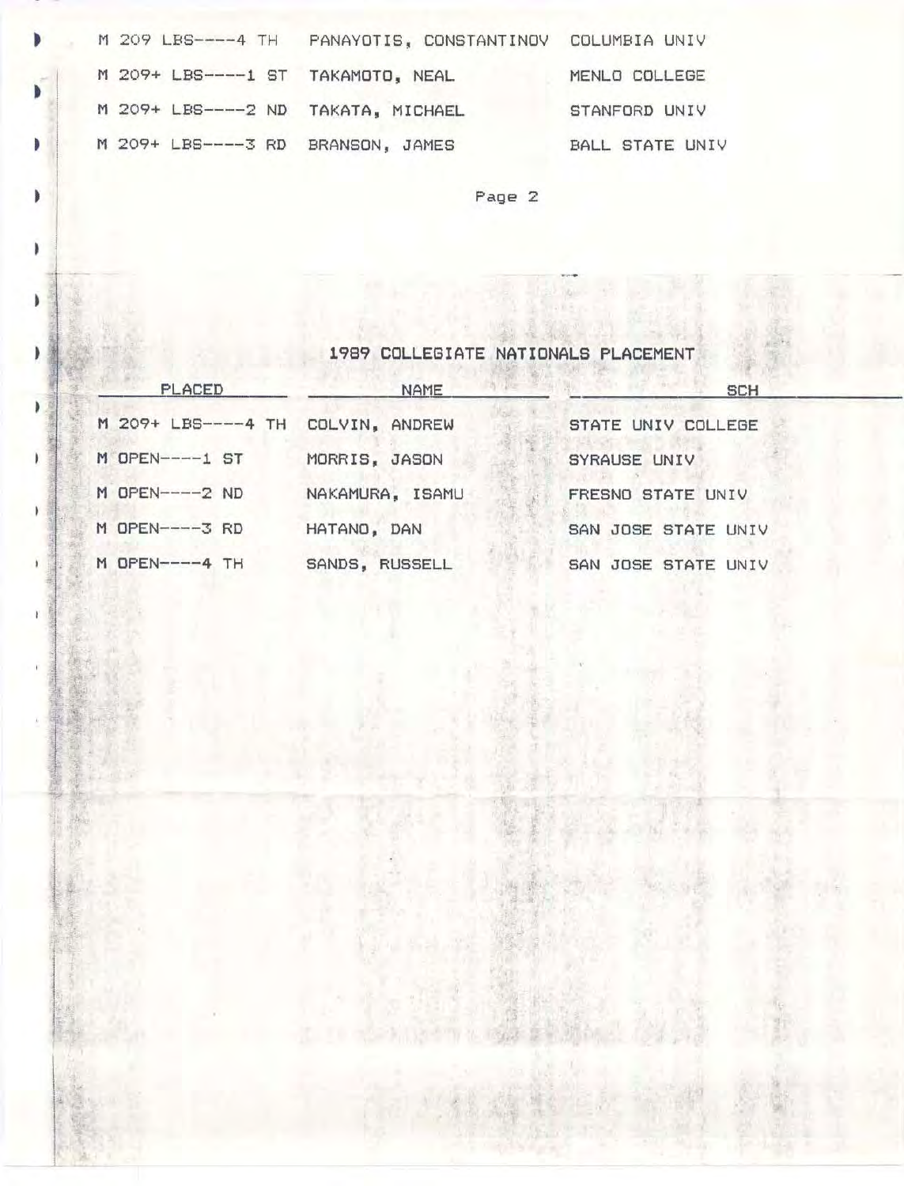| | | |
|---|---|---|
| M 209 LBS----4 TH | PANAYOTIS, CONSTANTINOV | COLUMBIA UNIV |
| M 209+ LBS----1 ST | TAKAMOTO, NEAL | MENLO COLLEGE |
| M 209+ LBS----2 ND | TAKATA, MICHAEL | STANFORD UNIV |
| M 209+ LBS----3 RD | BRANSON, JAMES | BALL STATE UNIV |

## 1989 COLLEGIATE NATIONALS PLACEMENT

| PLACED | NAME | SCH |
|---|---|---|
| M 209+ LBS----4 TH | COLVIN, ANDREW | STATE UNIV COLLEGE |
| M OPEN----1 ST | MORRIS, JASON | SYRAUSE UNIV |
| M OPEN----2 ND | NAKAMURA, ISAMU | FRESNO STATE UNIV |
| M OPEN----3 RD | HATANO, DAN | SAN JOSE STATE UNIV |
| M OPEN----4 TH | SANDS, RUSSELL | SAN JOSE STATE UNIV |